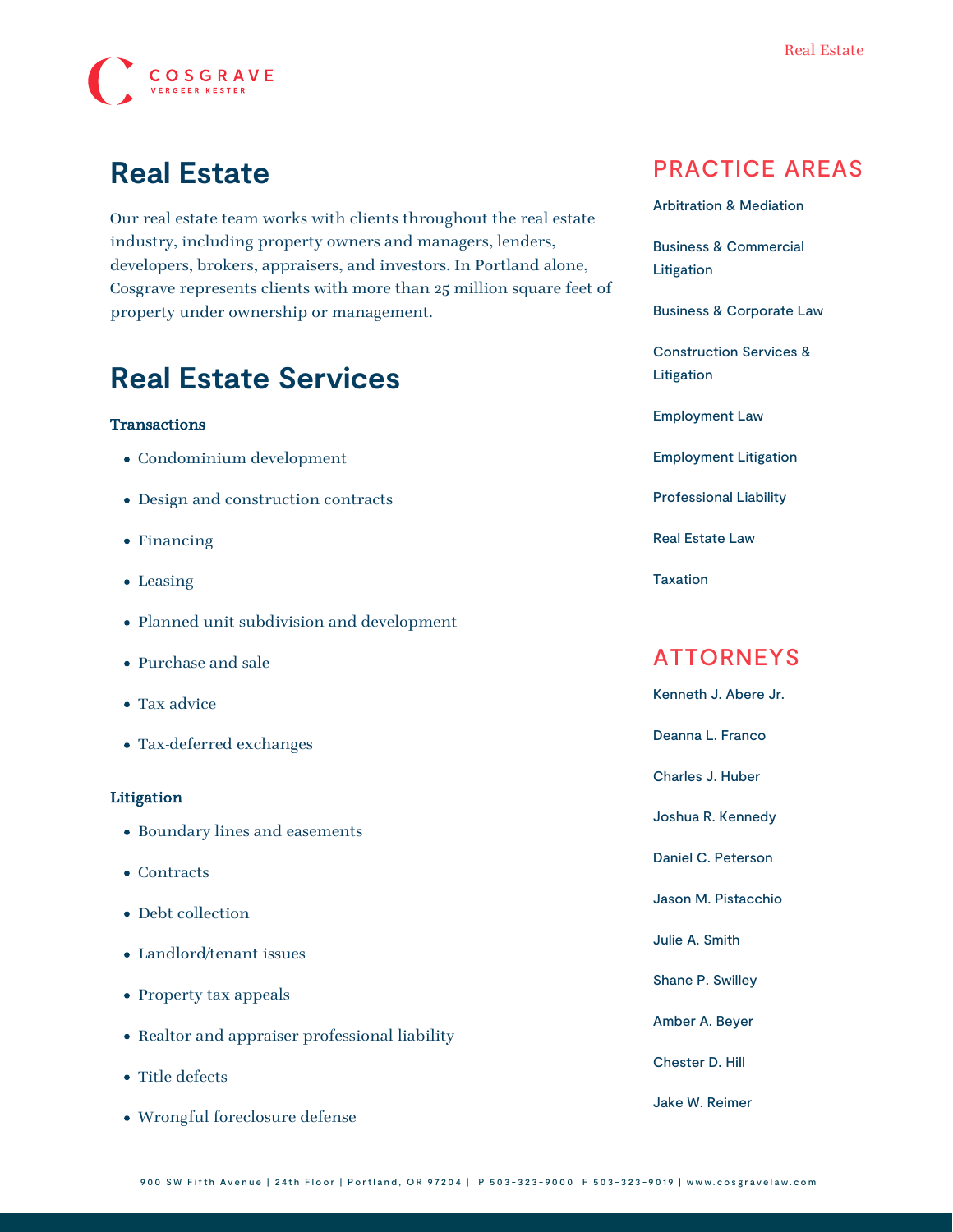# Real Estate

Our real estate team works with clients throughout the real estate industry, including property owners and managers, lenders, developers, brokers, appraisers, and investors. In Portland alone, Cosgrave represents clients with more than 25 million square feet of property under ownership or management.

## Real Estate Services

**Transactions**

- Condominium development
- Design and construction contracts
- Financing
- Leasing
- Planned-unit subdivision and development
- Purchase and sale
- Tax advice
- Tax-deferred exchanges

**Litigation**

- Boundary lines and easements
- Contracts
- Debt collection
- Landlord/tenant issues
- Property tax appeals
- Realtor and appraiser professional liability
- Title defects
- Wrongful foreclosure defense

## PRACTICE AREAS

Arbitration & Mediation

Business & Commercial Litigation

Business & Corporate Law

Construction Services & Litigation

Employment Law

Employment Litigation

Professional Liability

Real Estate Law

Taxation

## ATTORNEYS

Kenneth J. Abere Jr.

Deanna L. Franco

Charles J. Huber

Joshua R. Kennedy

Daniel C. Peterson

Jason M. Pistacchio

Julie A. Smith

Shane P. Swilley

Amber A. Beyer

Chester D. Hill

Jake W. Reimer

900 SW Fifth Avenue | 24th Floor | Portland, OR 97204 | P 503-323-9000 F 503-323-9019 | www.cosgravelaw.com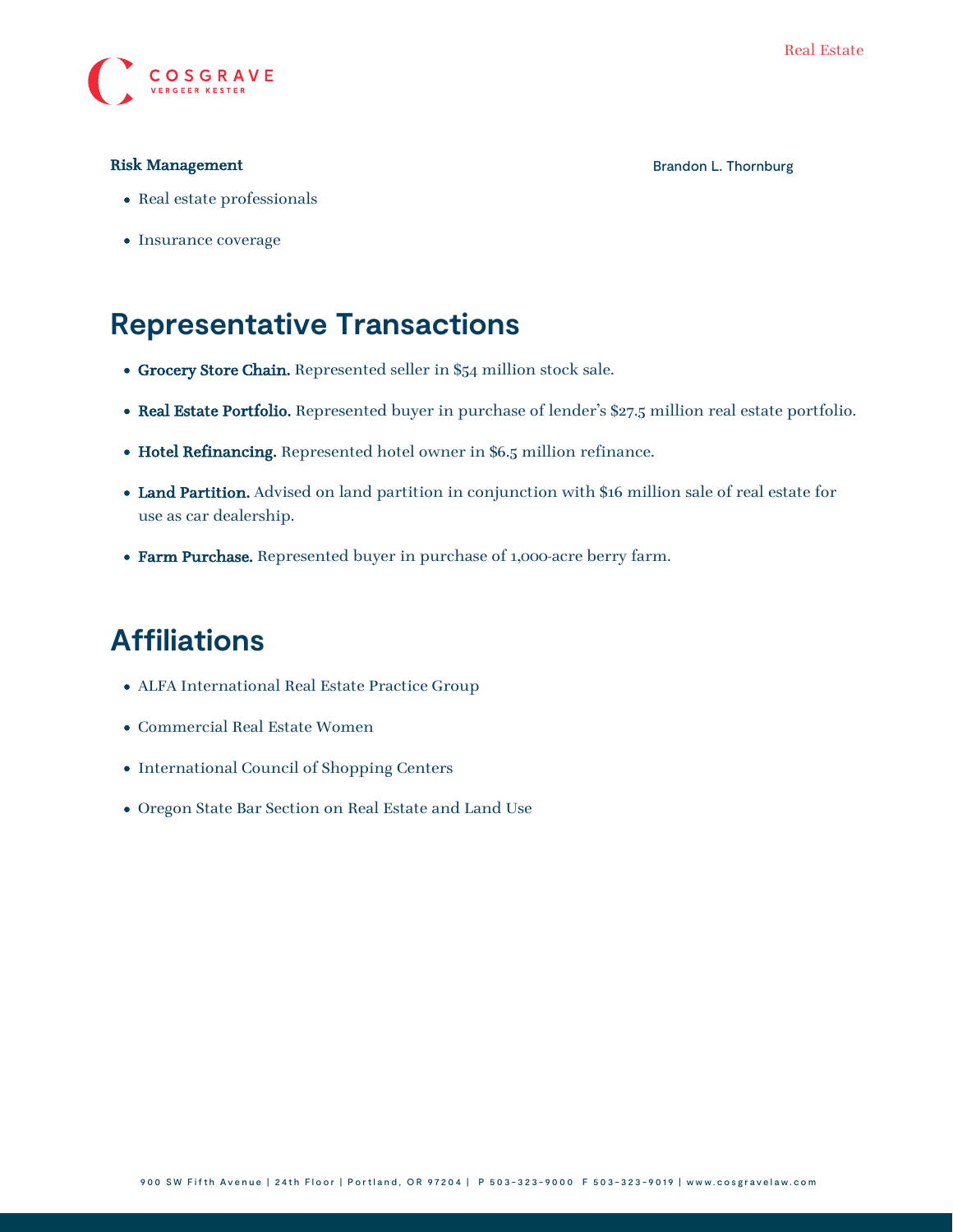### Risk Management

- Real estate professionals
- Insurance coverage

## Representative Transactions

- **Grocery Store Chain.** Represented seller in $54 million stock sale.
- **Real Estate Portfolio.** Represented buyer in purchase of lender's $27.5 million real estate portfolio.
- **Hotel Refinancing.** Represented hotel owner in $6.5 million refinance.
- **Land Partition.** Advised on land partition in conjunction with $16 million sale of real estate for use as car dealership.
- **Farm Purchase.** Represented buyer in purchase of 1,000-acre berry farm.

## Affiliations

- ALFA International Real Estate Practice Group
- Commercial Real Estate Women
- International Council of Shopping Centers
- Oregon State Bar Section on Real Estate and Land Use